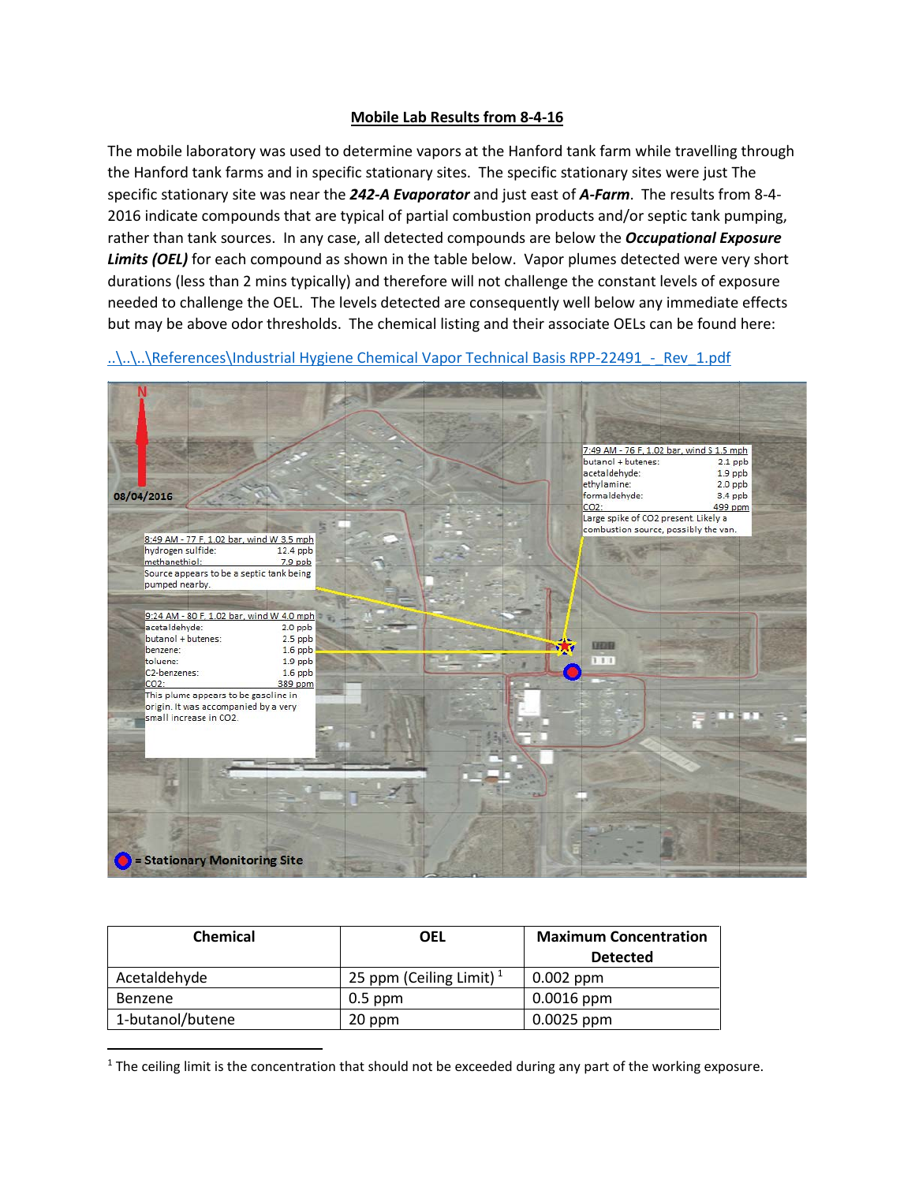**Mobile Lab Results from 8-4-16**

The mobile laboratory was used to determine vapors at the Hanford tank farm while travelling through the Hanford tank farms and in specific stationary sites. The specific stationary sites were just The specific stationary site was near the ***242-A Evaporator*** and just east of ***A-Farm***. The results from 8-4-2016 indicate compounds that are typical of partial combustion products and/or septic tank pumping, rather than tank sources. In any case, all detected compounds are below the ***Occupational Exposure Limits (OEL)*** for each compound as shown in the table below. Vapor plumes detected were very short durations (less than 2 mins typically) and therefore will not challenge the constant levels of exposure needed to challenge the OEL. The levels detected are consequently well below any immediate effects but may be above odor thresholds. The chemical listing and their associate OELs can be found here:

..\..\..\References\Industrial Hygiene Chemical Vapor Technical Basis RPP-22491_-_Rev_1.pdf

N

08/04/2016

7:49 AM - 76 F, 1.02 bar, wind S 1.5 mph

| | |
|---|---|
| butanol + butenes: | 2.1 ppb |
| acetaldehyde: | 1.9 ppb |
| ethylamine: | 2.0 ppb |
| formaldehyde: | 3.4 ppb |
| $CO_2$: | 499 ppm |

Large spike of $CO_2$ present. Likely a combustion source, possibly the van.

8:49 AM - 77 F, 1.02 bar, wind W 3.5 mph

| | |
|---|---|
| hydrogen sulfide: | 12.4 ppb |
| methanethiol: | 7.9 ppb |

Source appears to be a septic tank being pumped nearby.

9:24 AM - 80 F, 1.02 bar, wind W 4.0 mph

| | |
|---|---|
| acetaldehyde: | 2.0 ppb |
| butanol + butenes: | 2.5 ppb |
| benzene: | 1.6 ppb |
| toluene: | 1.9 ppb |
| C2-benzenes: | 1.6 ppb |
| $CO_2$: | 389 ppm |

This plume appears to be gasoline in origin. It was accompanied by a very small increase in $CO_2$.

= Stationary Monitoring Site

| Chemical | OEL | Maximum Concentration Detected |
|---|---|---|
| Acetaldehyde | 25 ppm (Ceiling Limit) [1] | 0.002 ppm |
| Benzene | 0.5 ppm | 0.0016 ppm |
| 1-butanol/butene | 20 ppm | 0.0025 ppm |

[1] The ceiling limit is the concentration that should not be exceeded during any part of the working exposure.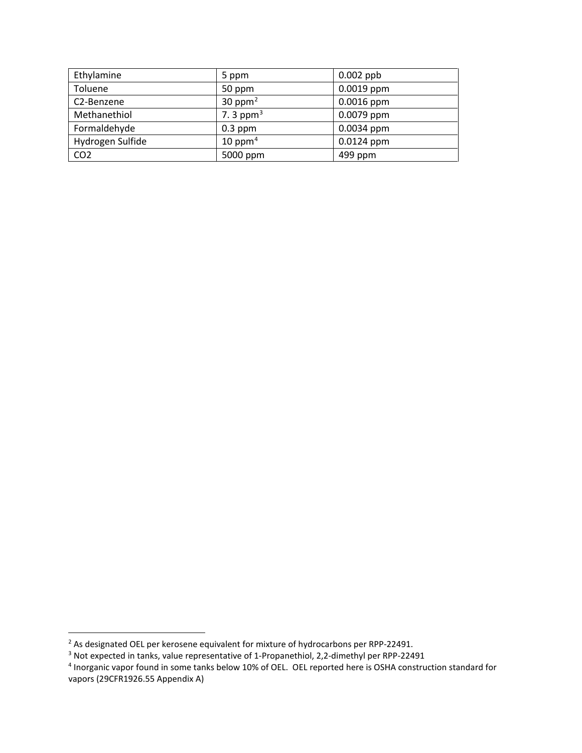| | | |
|---|---|---|
| Ethylamine | 5 ppm | 0.002 ppb |
| Toluene | 50 ppm | 0.0019 ppm |
| C2-Benzene | 30 ppm[2] | 0.0016 ppm |
| Methanethiol | 7. 3 ppm[3] | 0.0079 ppm |
| Formaldehyde | 0.3 ppm | 0.0034 ppm |
| Hydrogen Sulfide | 10 ppm[4] | 0.0124 ppm |
| $CO_2$ | 5000 ppm | 499 ppm |

[2] As designated OEL per kerosene equivalent for mixture of hydrocarbons per RPP-22491.

[3] Not expected in tanks, value representative of 1-Propanethiol, 2,2-dimethyl per RPP-22491

[4] Inorganic vapor found in some tanks below 10% of OEL. OEL reported here is OSHA construction standard for vapors (29CFR1926.55 Appendix A)